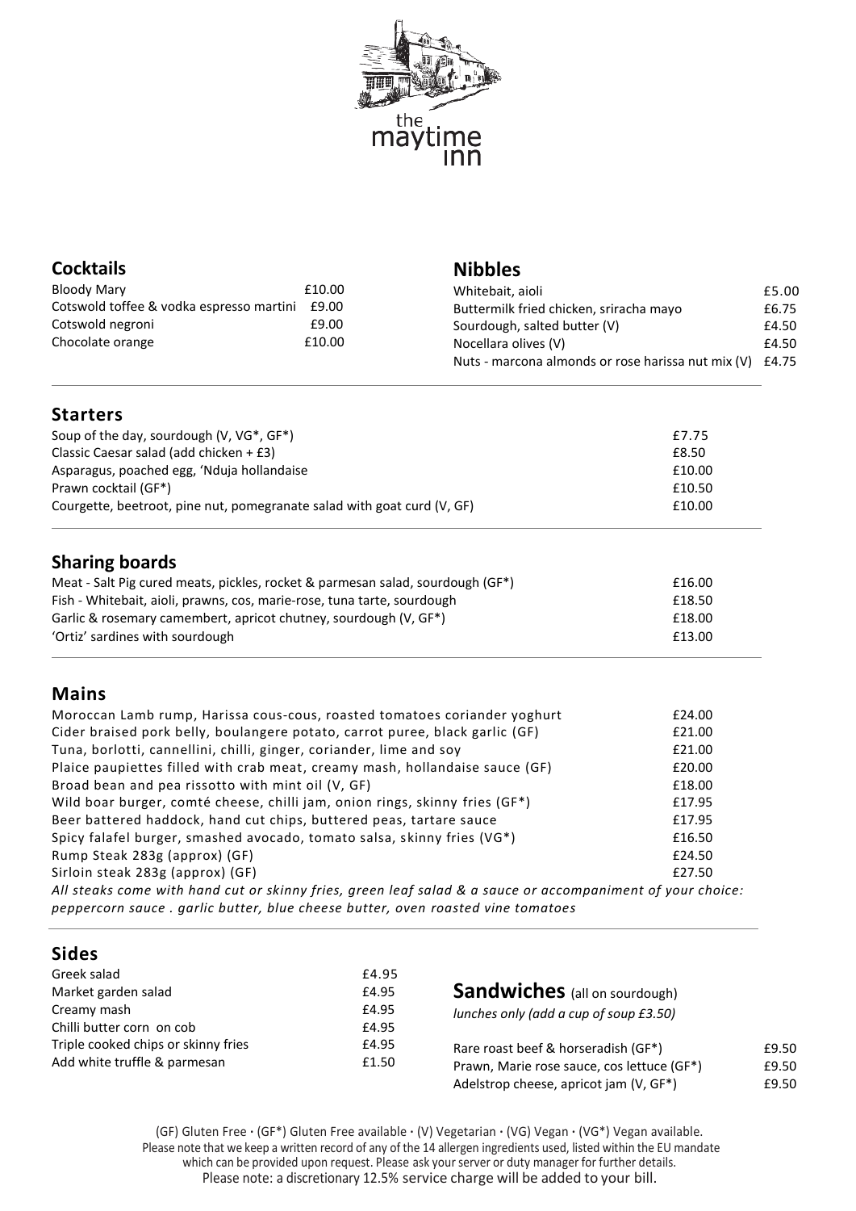the maytime inn

## Cocktails

| Item | Price |
|---|---|
| Bloody Mary | £10.00 |
| Cotswold toffee & vodka espresso martini | £9.00 |
| Cotswold negroni | £9.00 |
| Chocolate orange | £10.00 |

## Nibbles

| Item | Price |
|---|---|
| Whitebait, aioli | £5.00 |
| Buttermilk fried chicken, sriracha mayo | £6.75 |
| Sourdough, salted butter (V) | £4.50 |
| Nocellara olives (V) | £4.50 |
| Nuts - marcona almonds or rose harissa nut mix (V) | £4.75 |

## Starters

| Item | Price |
|---|---|
| Soup of the day, sourdough (V, VG*, GF*) | £7.75 |
| Classic Caesar salad (add chicken + £3) | £8.50 |
| Asparagus, poached egg, 'Nduja hollandaise | £10.00 |
| Prawn cocktail (GF*) | £10.50 |
| Courgette, beetroot, pine nut, pomegranate salad with goat curd (V, GF) | £10.00 |

## Sharing boards

| Item | Price |
|---|---|
| Meat - Salt Pig cured meats, pickles, rocket & parmesan salad, sourdough (GF*) | £16.00 |
| Fish - Whitebait, aioli, prawns, cos, marie-rose, tuna tarte, sourdough | £18.50 |
| Garlic & rosemary camembert, apricot chutney, sourdough (V, GF*) | £18.00 |
| 'Ortiz' sardines with sourdough | £13.00 |

## Mains

| Item | Price |
|---|---|
| Moroccan Lamb rump, Harissa cous-cous, roasted tomatoes coriander yoghurt | £24.00 |
| Cider braised pork belly, boulangere potato, carrot puree, black garlic (GF) | £21.00 |
| Tuna, borlotti, cannellini, chilli, ginger, coriander, lime and soy | £21.00 |
| Plaice paupiettes filled with crab meat, creamy mash, hollandaise sauce (GF) | £20.00 |
| Broad bean and pea rissotto with mint oil (V, GF) | £18.00 |
| Wild boar burger, comté cheese, chilli jam, onion rings, skinny fries (GF*) | £17.95 |
| Beer battered haddock, hand cut chips, buttered peas, tartare sauce | £17.95 |
| Spicy falafel burger, smashed avocado, tomato salsa, skinny fries (VG*) | £16.50 |
| Rump Steak 283g (approx) (GF) | £24.50 |
| Sirloin steak 283g (approx) (GF) | £27.50 |

*All steaks come with hand cut or skinny fries, green leaf salad & a sauce or accompaniment of your choice: peppercorn sauce . garlic butter, blue cheese butter, oven roasted vine tomatoes*

## Sides

| Item | Price |
|---|---|
| Greek salad | £4.95 |
| Market garden salad | £4.95 |
| Creamy mash | £4.95 |
| Chilli butter corn on cob | £4.95 |
| Triple cooked chips or skinny fries | £4.95 |
| Add white truffle & parmesan | £1.50 |

## Sandwiches (all on sourdough)

*lunches only (add a cup of soup £3.50)*

| Item | Price |
|---|---|
| Rare roast beef & horseradish (GF*) | £9.50 |
| Prawn, Marie rose sauce, cos lettuce (GF*) | £9.50 |
| Adelstrop cheese, apricot jam (V, GF*) | £9.50 |

(GF) Gluten Free · (GF*) Gluten Free available · (V) Vegetarian · (VG) Vegan · (VG*) Vegan available.
Please note that we keep a written record of any of the 14 allergen ingredients used, listed within the EU mandate which can be provided upon request. Please ask your server or duty manager for further details.
Please note: a discretionary 12.5% service charge will be added to your bill.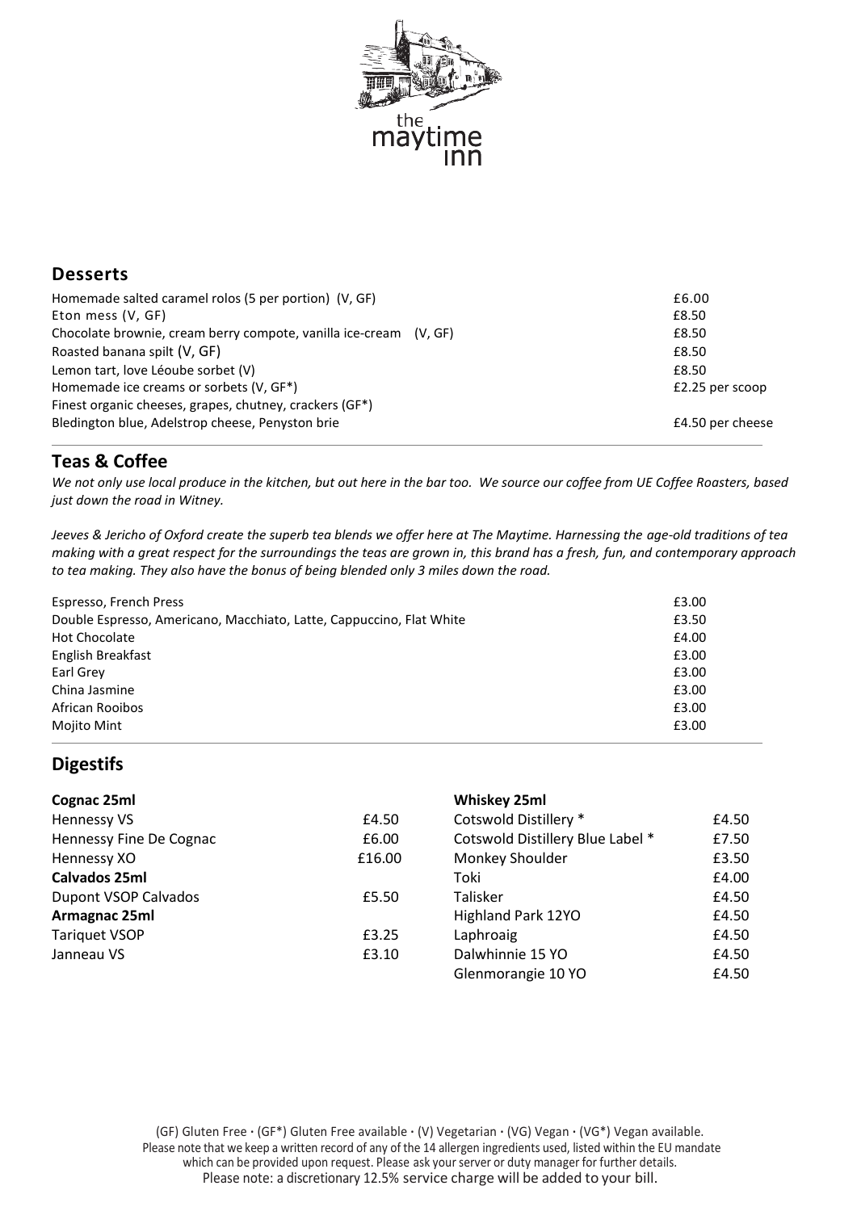the maytime inn

## Desserts

| | |
|---|---|
| Homemade salted caramel rolos (5 per portion) (V, GF) | £6.00 |
| Eton mess (V, GF) | £8.50 |
| Chocolate brownie, cream berry compote, vanilla ice-cream (V, GF) | £8.50 |
| Roasted banana spilt (V, GF) | £8.50 |
| Lemon tart, love Léoube sorbet (V) | £8.50 |
| Homemade ice creams or sorbets (V, GF*) | £2.25 per scoop |
| Finest organic cheeses, grapes, chutney, crackers (GF*) | |
| Bledington blue, Adelstrop cheese, Penyston brie | £4.50 per cheese |

## Teas & Coffee

*We not only use local produce in the kitchen, but out here in the bar too. We source our coffee from UE Coffee Roasters, based just down the road in Witney.*

*Jeeves & Jericho of Oxford create the superb tea blends we offer here at The Maytime. Harnessing the age-old traditions of tea making with a great respect for the surroundings the teas are grown in, this brand has a fresh, fun, and contemporary approach to tea making. They also have the bonus of being blended only 3 miles down the road.*

| | |
|---|---|
| Espresso, French Press | £3.00 |
| Double Espresso, Americano, Macchiato, Latte, Cappuccino, Flat White | £3.50 |
| Hot Chocolate | £4.00 |
| English Breakfast | £3.00 |
| Earl Grey | £3.00 |
| China Jasmine | £3.00 |
| African Rooibos | £3.00 |
| Mojito Mint | £3.00 |

## Digestifs

| **Cognac 25ml** | |
|---|---|
| Hennessy VS | £4.50 |
| Hennessy Fine De Cognac | £6.00 |
| Hennessy XO | £16.00 |
| **Calvados 25ml** | |
| Dupont VSOP Calvados | £5.50 |
| **Armagnac 25ml** | |
| Tariquet VSOP | £3.25 |
| Janneau VS | £3.10 |

| **Whiskey 25ml** | |
|---|---|
| Cotswold Distillery * | £4.50 |
| Cotswold Distillery Blue Label * | £7.50 |
| Monkey Shoulder | £3.50 |
| Toki | £4.00 |
| Talisker | £4.50 |
| Highland Park 12YO | £4.50 |
| Laphroaig | £4.50 |
| Dalwhinnie 15 YO | £4.50 |
| Glenmorangie 10 YO | £4.50 |

(GF) Gluten Free · (GF*) Gluten Free available · (V) Vegetarian · (VG) Vegan · (VG*) Vegan available.
Please note that we keep a written record of any of the 14 allergen ingredients used, listed within the EU mandate which can be provided upon request. Please ask your server or duty manager for further details.
Please note: a discretionary 12.5% service charge will be added to your bill.